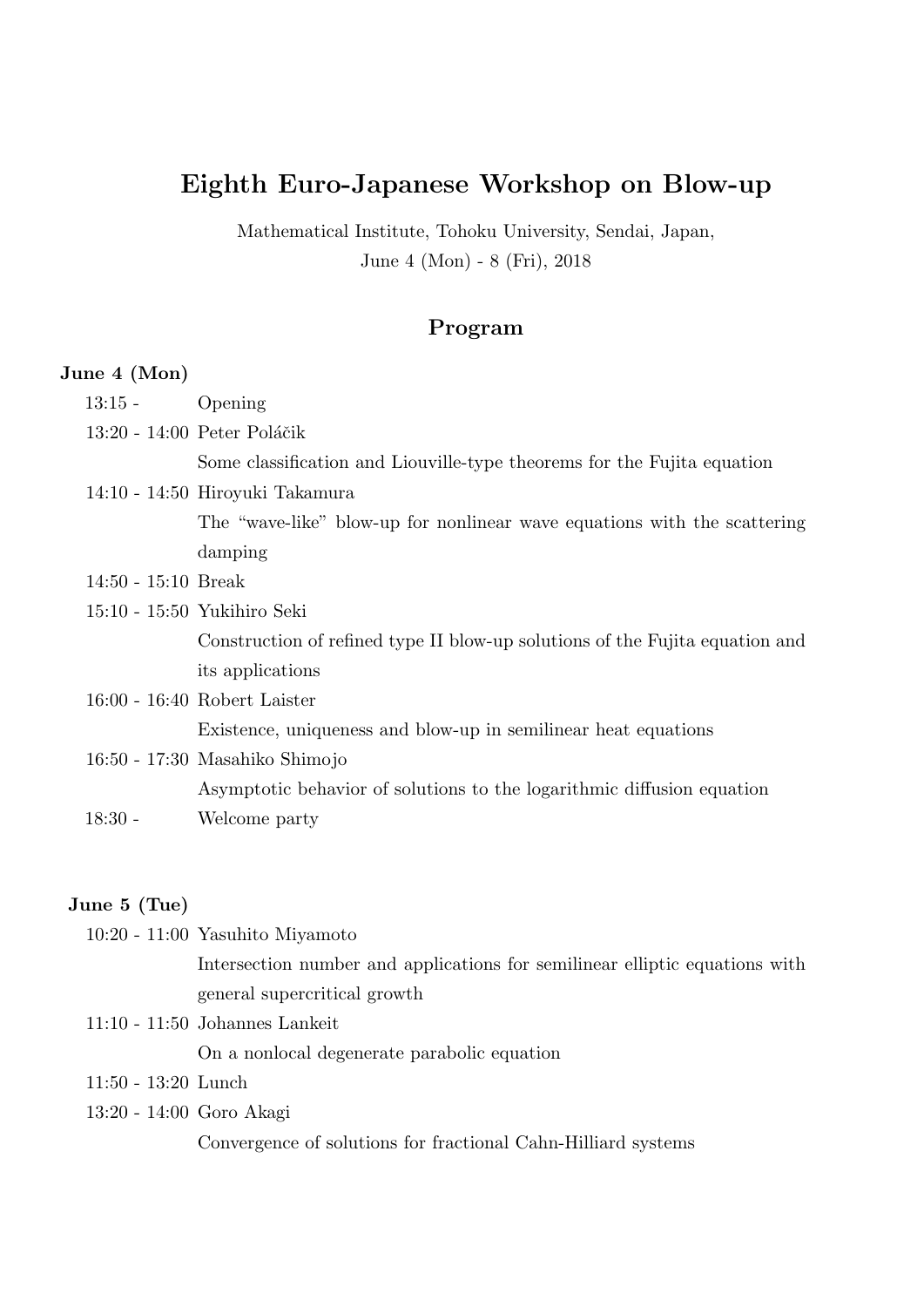# Eighth Euro-Japanese Workshop on Blow-up

Mathematical Institute, Tohoku University, Sendai, Japan,

June 4 (Mon) - 8 (Fri), 2018

## Program

**June 4 (Mon)**

13:15 - Opening

13:20 - 14:00 Peter Poláčik

Some classification and Liouville-type theorems for the Fujita equation

14:10 - 14:50 Hiroyuki Takamura

The "wave-like" blow-up for nonlinear wave equations with the scattering damping

14:50 - 15:10 Break

15:10 - 15:50 Yukihiro Seki

Construction of refined type II blow-up solutions of the Fujita equation and its applications

16:00 - 16:40 Robert Laister

Existence, uniqueness and blow-up in semilinear heat equations

16:50 - 17:30 Masahiko Shimojo

Asymptotic behavior of solutions to the logarithmic diffusion equation

18:30 - Welcome party

**June 5 (Tue)**

10:20 - 11:00 Yasuhito Miyamoto

Intersection number and applications for semilinear elliptic equations with general supercritical growth

11:10 - 11:50 Johannes Lankeit

On a nonlocal degenerate parabolic equation

11:50 - 13:20 Lunch

13:20 - 14:00 Goro Akagi

Convergence of solutions for fractional Cahn-Hilliard systems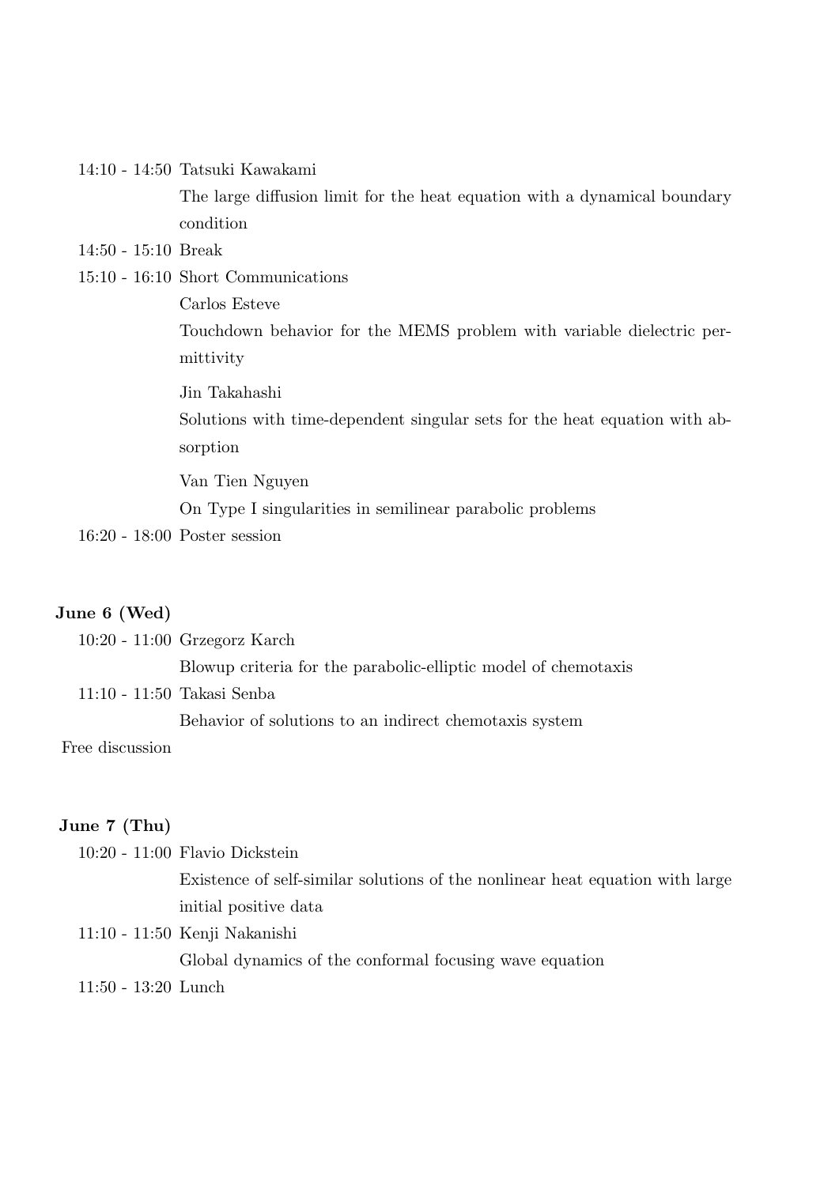14:10 - 14:50 Tatsuki Kawakami

The large diffusion limit for the heat equation with a dynamical boundary condition

14:50 - 15:10 Break

15:10 - 16:10 Short Communications

Carlos Esteve

Touchdown behavior for the MEMS problem with variable dielectric permittivity

Jin Takahashi

Solutions with time-dependent singular sets for the heat equation with absorption

Van Tien Nguyen

On Type I singularities in semilinear parabolic problems

16:20 - 18:00 Poster session

**June 6 (Wed)**

10:20 - 11:00 Grzegorz Karch

Blowup criteria for the parabolic-elliptic model of chemotaxis

11:10 - 11:50 Takasi Senba

Behavior of solutions to an indirect chemotaxis system

Free discussion

**June 7 (Thu)**

10:20 - 11:00 Flavio Dickstein

Existence of self-similar solutions of the nonlinear heat equation with large initial positive data

11:10 - 11:50 Kenji Nakanishi

Global dynamics of the conformal focusing wave equation

11:50 - 13:20 Lunch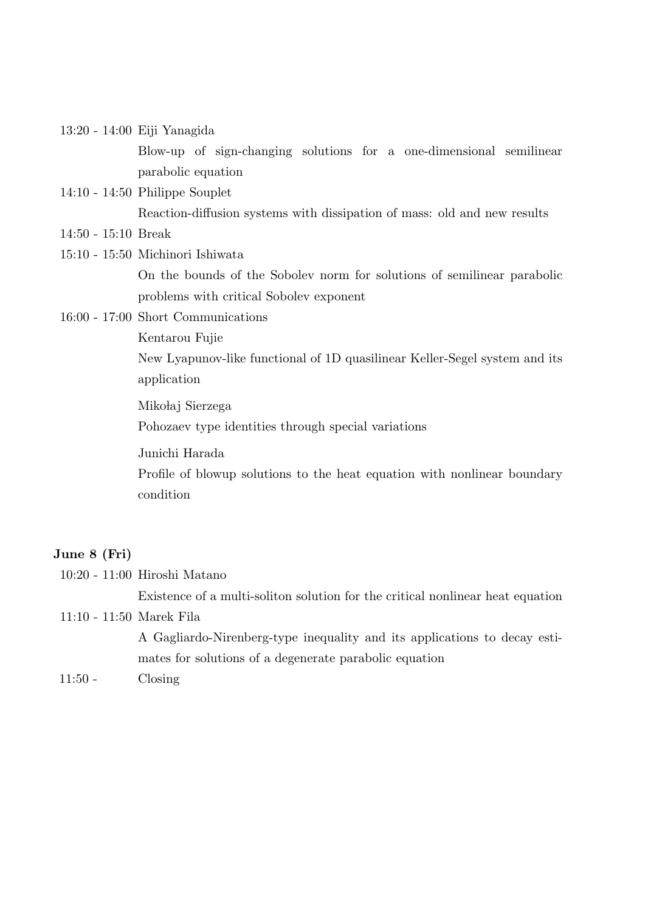13:20 - 14:00 Eiji Yanagida

Blow-up of sign-changing solutions for a one-dimensional semilinear parabolic equation

14:10 - 14:50 Philippe Souplet

Reaction-diffusion systems with dissipation of mass: old and new results

14:50 - 15:10 Break

15:10 - 15:50 Michinori Ishiwata

On the bounds of the Sobolev norm for solutions of semilinear parabolic problems with critical Sobolev exponent

16:00 - 17:00 Short Communications

Kentarou Fujie

New Lyapunov-like functional of 1D quasilinear Keller-Segel system and its application

Mikołaj Sierzega

Pohozaev type identities through special variations

Junichi Harada

Profile of blowup solutions to the heat equation with nonlinear boundary condition

**June 8 (Fri)**

10:20 - 11:00 Hiroshi Matano

Existence of a multi-soliton solution for the critical nonlinear heat equation

11:10 - 11:50 Marek Fila

A Gagliardo-Nirenberg-type inequality and its applications to decay estimates for solutions of a degenerate parabolic equation

11:50 - Closing